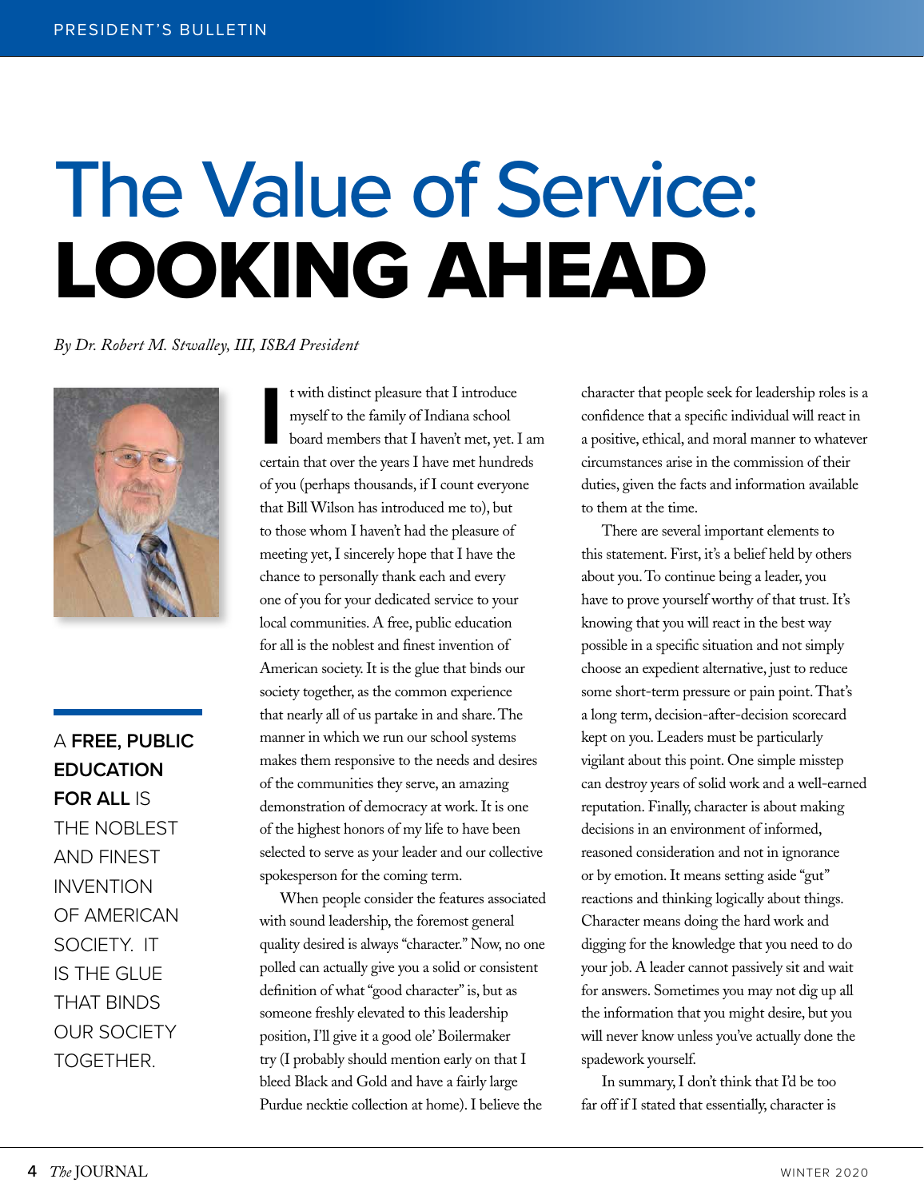# The Value of Service: LOOKING AHEAD

*By Dr. Robert M. Stwalley, III, ISBA President*

It with distinct pleasure that I introduce myself to the family of Indiana school board members that I haven't met, yet. I am certain that over the years I have met hundreds of you (perhaps thousands, if I count everyone that Bill Wilson has introduced me to), but to those whom I haven't had the pleasure of meeting yet, I sincerely hope that I have the chance to personally thank each and every one of you for your dedicated service to your local communities. A free, public education for all is the noblest and finest invention of American society. It is the glue that binds our society together, as the common experience that nearly all of us partake in and share. The manner in which we run our school systems makes them responsive to the needs and desires of the communities they serve, an amazing demonstration of democracy at work. It is one of the highest honors of my life to have been selected to serve as your leader and our collective spokesperson for the coming term.

A **FREE, PUBLIC EDUCATION FOR ALL** IS THE NOBLEST AND FINEST INVENTION OF AMERICAN SOCIETY. IT IS THE GLUE THAT BINDS OUR SOCIETY TOGETHER.

When people consider the features associated with sound leadership, the foremost general quality desired is always "character." Now, no one polled can actually give you a solid or consistent definition of what "good character" is, but as someone freshly elevated to this leadership position, I'll give it a good ole' Boilermaker try (I probably should mention early on that I bleed Black and Gold and have a fairly large Purdue necktie collection at home). I believe the character that people seek for leadership roles is a confidence that a specific individual will react in a positive, ethical, and moral manner to whatever circumstances arise in the commission of their duties, given the facts and information available to them at the time.

There are several important elements to this statement. First, it's a belief held by others about you. To continue being a leader, you have to prove yourself worthy of that trust. It's knowing that you will react in the best way possible in a specific situation and not simply choose an expedient alternative, just to reduce some short-term pressure or pain point. That's a long term, decision-after-decision scorecard kept on you. Leaders must be particularly vigilant about this point. One simple misstep can destroy years of solid work and a well-earned reputation. Finally, character is about making decisions in an environment of informed, reasoned consideration and not in ignorance or by emotion. It means setting aside "gut" reactions and thinking logically about things. Character means doing the hard work and digging for the knowledge that you need to do your job. A leader cannot passively sit and wait for answers. Sometimes you may not dig up all the information that you might desire, but you will never know unless you've actually done the spadework yourself.

In summary, I don't think that I'd be too far off if I stated that essentially, character is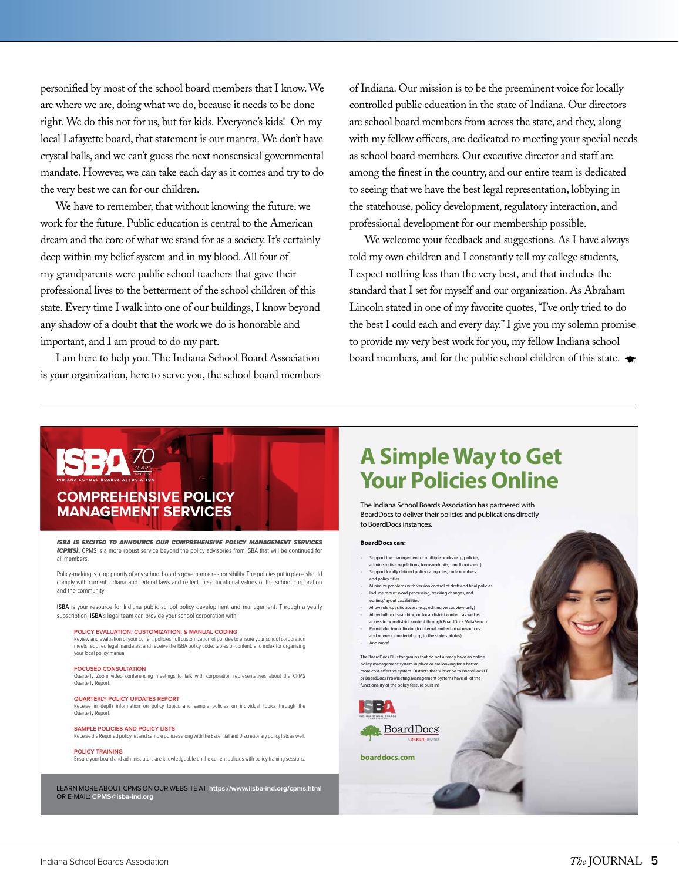personified by most of the school board members that I know. We are where we are, doing what we do, because it needs to be done right. We do this not for us, but for kids. Everyone's kids! On my local Lafayette board, that statement is our mantra. We don't have crystal balls, and we can't guess the next nonsensical governmental mandate. However, we can take each day as it comes and try to do the very best we can for our children.

We have to remember, that without knowing the future, we work for the future. Public education is central to the American dream and the core of what we stand for as a society. It's certainly deep within my belief system and in my blood. All four of my grandparents were public school teachers that gave their professional lives to the betterment of the school children of this state. Every time I walk into one of our buildings, I know beyond any shadow of a doubt that the work we do is honorable and important, and I am proud to do my part.

I am here to help you. The Indiana School Board Association is your organization, here to serve you, the school board members of Indiana. Our mission is to be the preeminent voice for locally controlled public education in the state of Indiana. Our directors are school board members from across the state, and they, along with my fellow officers, are dedicated to meeting your special needs as school board members. Our executive director and staff are among the finest in the country, and our entire team is dedicated to seeing that we have the best legal representation, lobbying in the statehouse, policy development, regulatory interaction, and professional development for our membership possible.

We welcome your feedback and suggestions. As I have always told my own children and I constantly tell my college students, I expect nothing less than the very best, and that includes the standard that I set for myself and our organization. As Abraham Lincoln stated in one of my favorite quotes, "I've only tried to do the best I could each and every day." I give you my solemn promise to provide my very best work for you, my fellow Indiana school board members, and for the public school children of this state.

---

ISBA 70 YEARS
INDIANA SCHOOL BOARDS ASSOCIATION

## COMPREHENSIVE POLICY MANAGEMENT SERVICES

***ISBA IS EXCITED TO ANNOUNCE OUR COMPREHENSIVE POLICY MANAGEMENT SERVICES (CPMS).*** CPMS is a more robust service beyond the policy advisories from ISBA that will be continued for all members.

Policy-making is a top priority of any school board's governance responsibility. The policies put in place should comply with current Indiana and federal laws and reflect the educational values of the school corporation and the community.

ISBA is your resource for Indiana public school policy development and management. Through a yearly subscription, ISBA's legal team can provide your school corporation with:

**POLICY EVALUATION, CUSTOMIZATION, & MANUAL CODING**
Review and evaluation of your current policies, full customization of policies to ensure your school corporation meets required legal mandates, and receive the ISBA policy code, tables of content, and index for organizing your local policy manual.

**FOCUSED CONSULTATION**
Quarterly Zoom video conferencing meetings to talk with corporation representatives about the CPMS Quarterly Report.

**QUARTERLY POLICY UPDATES REPORT**
Receive in depth information on policy topics and sample policies on individual topics through the Quarterly Report.

**SAMPLE POLICIES AND POLICY LISTS**
Receive the Required policy list and sample policies along with the Essential and Discretionary policy lists as well.

**POLICY TRAINING**
Ensure your board and administrators are knowledgeable on the current policies with policy training sessions.

LEARN MORE ABOUT CPMS ON OUR WEBSITE AT: **https://www.iisba-ind.org/cpms.html**
OR E-MAIL: **CPMS@isba-ind.org**

---

## A Simple Way to Get Your Policies Online

The Indiana School Boards Association has partnered with BoardDocs to deliver their policies and publications directly to BoardDocs instances.

**BoardDocs can:**

- Support the management of multiple books (e.g., policies, administrative regulations, forms/exhibits, handbooks, etc.)
- Support locally defined policy categories, code numbers, and policy titles
- Minimize problems with version control of draft and final policies
- Include robust word-processing, tracking changes, and editing/layout capabilities
- Allow role-specific access (e.g., editing versus view only)
- Allow full-text searching on local district content as well as access to non-district content through BoardDocs MetaSearch
- Permit electronic linking to internal and external resources and reference material (e.g., to the state statutes)
- And more!

The BoardDocs PL is for groups that do not already have an online policy management system in place or are looking for a better, more cost-effective system. Districts that subscribe to BoardDocs LT or BoardDocs Pro Meeting Management Systems have all of the functionality of the policy feature built in!

ISBA INDIANA SCHOOL BOARDS ASSOCIATION

BoardDocs A DILIGENT BRAND

**boarddocs.com**